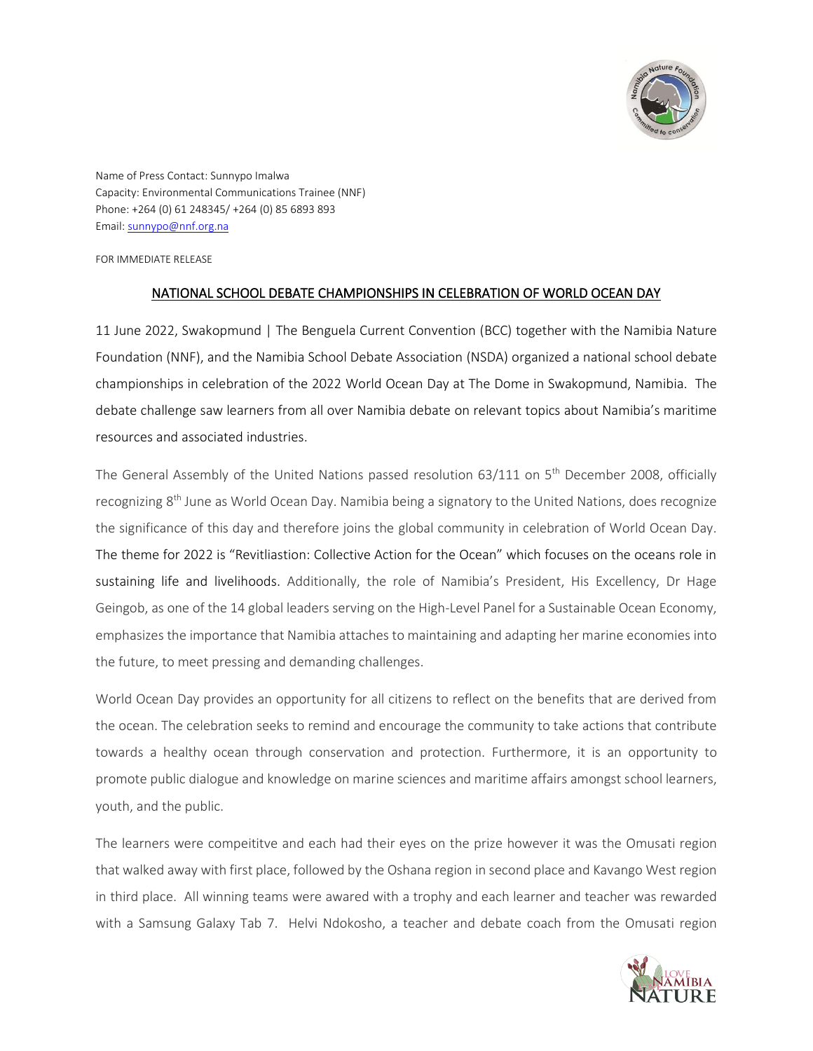Name of Press Contact: Sunnypo Imalwa
Capacity: Environmental Communications Trainee (NNF)
Phone: +264 (0) 61 248345/ +264 (0) 85 6893 893
Email: sunnypo@nnf.org.na

FOR IMMEDIATE RELEASE

## NATIONAL SCHOOL DEBATE CHAMPIONSHIPS IN CELEBRATION OF WORLD OCEAN DAY

11 June 2022, Swakopmund | The Benguela Current Convention (BCC) together with the Namibia Nature Foundation (NNF), and the Namibia School Debate Association (NSDA) organized a national school debate championships in celebration of the 2022 World Ocean Day at The Dome in Swakopmund, Namibia. The debate challenge saw learners from all over Namibia debate on relevant topics about Namibia's maritime resources and associated industries.

The General Assembly of the United Nations passed resolution 63/111 on 5th December 2008, officially recognizing 8th June as World Ocean Day. Namibia being a signatory to the United Nations, does recognize the significance of this day and therefore joins the global community in celebration of World Ocean Day. The theme for 2022 is "Revitliastion: Collective Action for the Ocean" which focuses on the oceans role in sustaining life and livelihoods. Additionally, the role of Namibia's President, His Excellency, Dr Hage Geingob, as one of the 14 global leaders serving on the High-Level Panel for a Sustainable Ocean Economy, emphasizes the importance that Namibia attaches to maintaining and adapting her marine economies into the future, to meet pressing and demanding challenges.

World Ocean Day provides an opportunity for all citizens to reflect on the benefits that are derived from the ocean. The celebration seeks to remind and encourage the community to take actions that contribute towards a healthy ocean through conservation and protection. Furthermore, it is an opportunity to promote public dialogue and knowledge on marine sciences and maritime affairs amongst school learners, youth, and the public.

The learners were compeititve and each had their eyes on the prize however it was the Omusati region that walked away with first place, followed by the Oshana region in second place and Kavango West region in third place. All winning teams were awared with a trophy and each learner and teacher was rewarded with a Samsung Galaxy Tab 7. Helvi Ndokosho, a teacher and debate coach from the Omusati region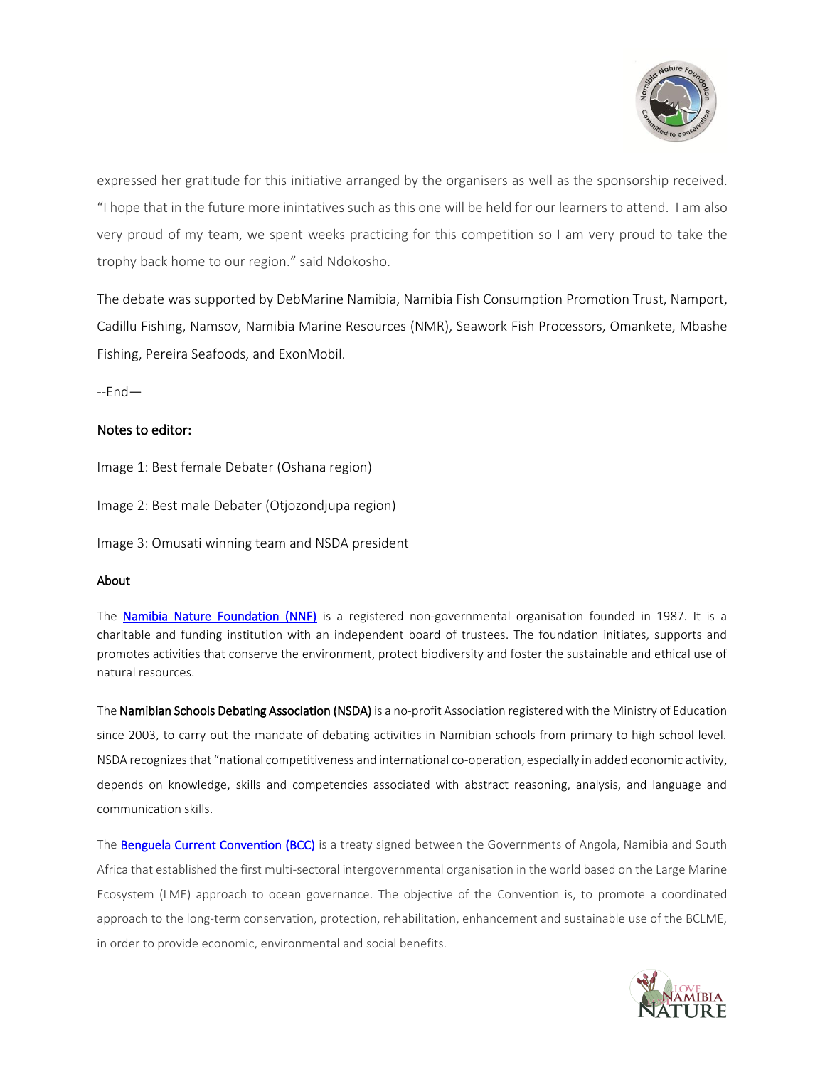expressed her gratitude for this initiative arranged by the organisers as well as the sponsorship received. "I hope that in the future more inintatives such as this one will be held for our learners to attend. I am also very proud of my team, we spent weeks practicing for this competition so I am very proud to take the trophy back home to our region." said Ndokosho.

The debate was supported by DebMarine Namibia, Namibia Fish Consumption Promotion Trust, Namport, Cadillu Fishing, Namsov, Namibia Marine Resources (NMR), Seawork Fish Processors, Omankete, Mbashe Fishing, Pereira Seafoods, and ExonMobil.

--End—

### Notes to editor:

Image 1: Best female Debater (Oshana region)

Image 2: Best male Debater (Otjozondjupa region)

Image 3: Omusati winning team and NSDA president

### About

The Namibia Nature Foundation (NNF) is a registered non-governmental organisation founded in 1987. It is a charitable and funding institution with an independent board of trustees. The foundation initiates, supports and promotes activities that conserve the environment, protect biodiversity and foster the sustainable and ethical use of natural resources.

The **Namibian Schools Debating Association (NSDA)** is a no-profit Association registered with the Ministry of Education since 2003, to carry out the mandate of debating activities in Namibian schools from primary to high school level. NSDA recognizes that "national competitiveness and international co-operation, especially in added economic activity, depends on knowledge, skills and competencies associated with abstract reasoning, analysis, and language and communication skills.

The Benguela Current Convention (BCC) is a treaty signed between the Governments of Angola, Namibia and South Africa that established the first multi-sectoral intergovernmental organisation in the world based on the Large Marine Ecosystem (LME) approach to ocean governance. The objective of the Convention is, to promote a coordinated approach to the long-term conservation, protection, rehabilitation, enhancement and sustainable use of the BCLME, in order to provide economic, environmental and social benefits.